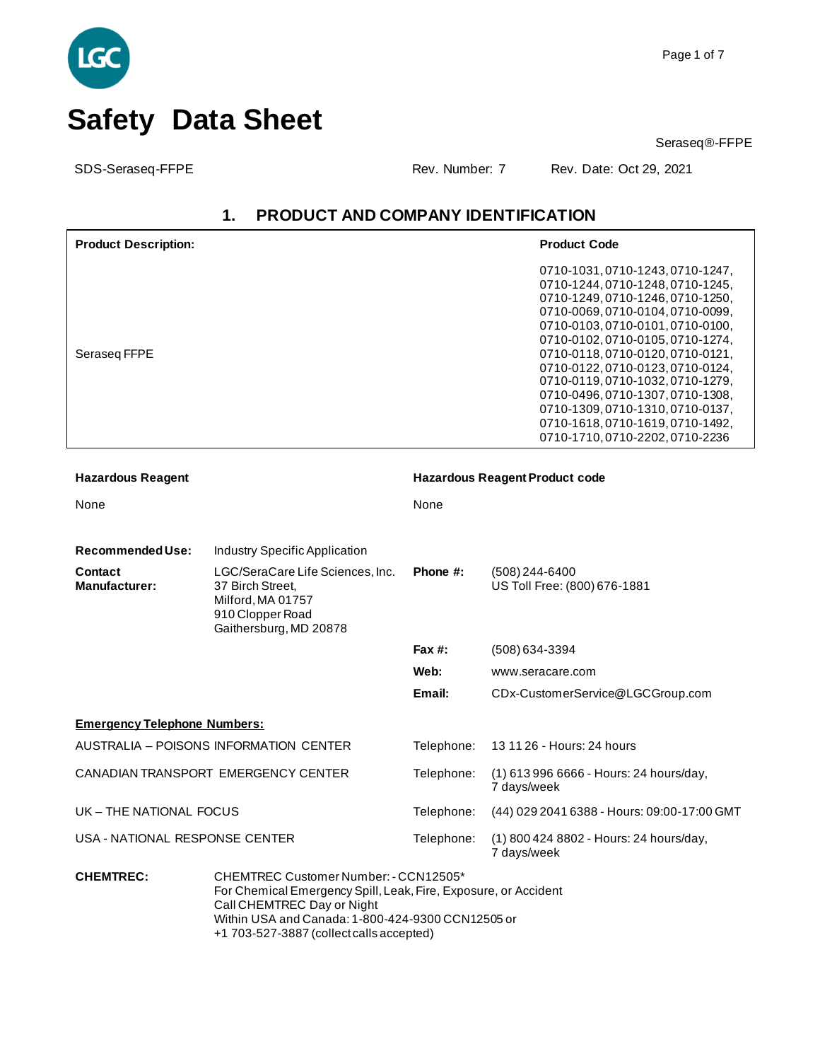# Safety Data Sheet

Seraseq®-FFPE

SDS-Seraseq-FFPE | Rev. Number: 7 | Rev. Date: Oct 29, 2021

## 1. PRODUCT AND COMPANY IDENTIFICATION

| **Product Description:** | **Product Code** |
|---|---|
| Seraseq FFPE | 0710-1031, 0710-1243, 0710-1247, 0710-1244, 0710-1248, 0710-1245, 0710-1249, 0710-1246, 0710-1250, 0710-0069, 0710-0104, 0710-0099, 0710-0103, 0710-0101, 0710-0100, 0710-0102, 0710-0105, 0710-1274, 0710-0118, 0710-0120, 0710-0121, 0710-0122, 0710-0123, 0710-0124, 0710-0119, 0710-1032, 0710-1279, 0710-0496, 0710-1307, 0710-1308, 0710-1309, 0710-1310, 0710-0137, 0710-1618, 0710-1619, 0710-1492, 0710-1710, 0710-2202, 0710-2236 |

| **Hazardous Reagent** | **Hazardous Reagent Product code** |
|---|---|
| None | None |

| | | | |
|---|---|---|---|
| **Recommended Use:** | Industry Specific Application | | |
| **Contact Manufacturer:** | LGC/SeraCare Life Sciences, Inc.<br>37 Birch Street,<br>Milford, MA 01757<br>910 Clopper Road<br>Gaithersburg, MD 20878 | **Phone #:** | (508) 244-6400<br>US Toll Free: (800) 676-1881 |
| | | **Fax #:** | (508) 634-3394 |
| | | **Web:** | www.seracare.com |
| | | **Email:** | CDx-CustomerService@LGCGroup.com |

**Emergency Telephone Numbers:**

| | | |
|---|---|---|
| AUSTRALIA – POISONS INFORMATION CENTER | Telephone: | 13 11 26 - Hours: 24 hours |
| CANADIAN TRANSPORT EMERGENCY CENTER | Telephone: | (1) 613 996 6666 - Hours: 24 hours/day, 7 days/week |
| UK – THE NATIONAL FOCUS | Telephone: | (44) 029 2041 6388 - Hours: 09:00-17:00 GMT |
| USA - NATIONAL RESPONSE CENTER | Telephone: | (1) 800 424 8802 - Hours: 24 hours/day, 7 days/week |

**CHEMTREC:** CHEMTREC Customer Number: - CCN12505*
For Chemical Emergency Spill, Leak, Fire, Exposure, or Accident
Call CHEMTREC Day or Night
Within USA and Canada: 1-800-424-9300 CCN12505 or
+1 703-527-3887 (collect calls accepted)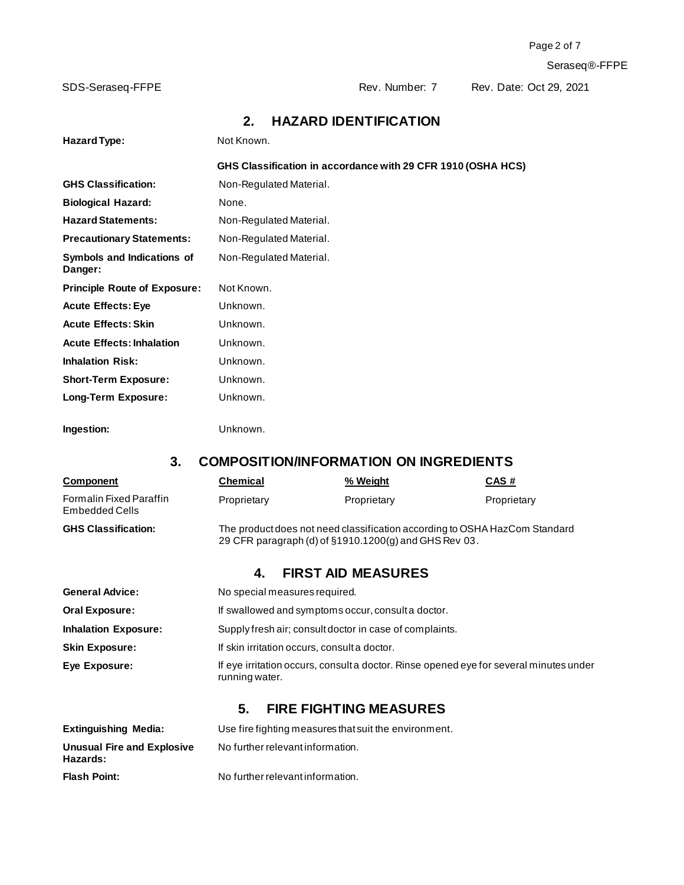## 2. HAZARD IDENTIFICATION

| | |
|---|---|
| **Hazard Type:** | Not Known. |
| | **GHS Classification in accordance with 29 CFR 1910 (OSHA HCS)** |
| **GHS Classification:** | Non-Regulated Material. |
| **Biological Hazard:** | None. |
| **Hazard Statements:** | Non-Regulated Material. |
| **Precautionary Statements:** | Non-Regulated Material. |
| **Symbols and Indications of Danger:** | Non-Regulated Material. |
| **Principle Route of Exposure:** | Not Known. |
| **Acute Effects: Eye** | Unknown. |
| **Acute Effects: Skin** | Unknown. |
| **Acute Effects: Inhalation** | Unknown. |
| **Inhalation Risk:** | Unknown. |
| **Short-Term Exposure:** | Unknown. |
| **Long-Term Exposure:** | Unknown. |
| **Ingestion:** | Unknown. |

## 3. COMPOSITION/INFORMATION ON INGREDIENTS

| Component | Chemical | % Weight | CAS # |
|---|---|---|---|
| Formalin Fixed Paraffin Embedded Cells | Proprietary | Proprietary | Proprietary |

**GHS Classification:** The product does not need classification according to OSHA HazCom Standard 29 CFR paragraph (d) of §1910.1200(g) and GHS Rev 03.

## 4. FIRST AID MEASURES

| | |
|---|---|
| **General Advice:** | No special measures required. |
| **Oral Exposure:** | If swallowed and symptoms occur, consult a doctor. |
| **Inhalation Exposure:** | Supply fresh air; consult doctor in case of complaints. |
| **Skin Exposure:** | If skin irritation occurs, consult a doctor. |
| **Eye Exposure:** | If eye irritation occurs, consult a doctor. Rinse opened eye for several minutes under running water. |

## 5. FIRE FIGHTING MEASURES

| | |
|---|---|
| **Extinguishing Media:** | Use fire fighting measures that suit the environment. |
| **Unusual Fire and Explosive Hazards:** | No further relevant information. |
| **Flash Point:** | No further relevant information. |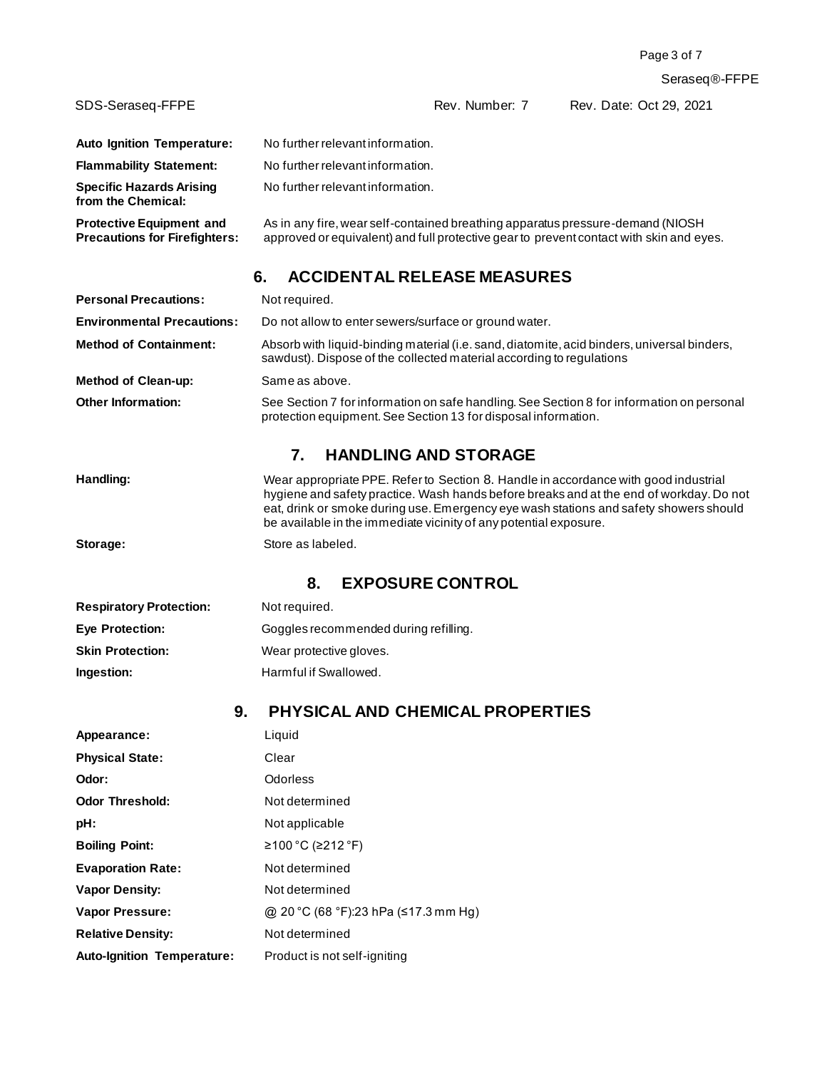| | |
|---|---|
| **Auto Ignition Temperature:** | No further relevant information. |
| **Flammability Statement:** | No further relevant information. |
| **Specific Hazards Arising from the Chemical:** | No further relevant information. |
| **Protective Equipment and Precautions for Firefighters:** | As in any fire, wear self-contained breathing apparatus pressure-demand (NIOSH approved or equivalent) and full protective gear to prevent contact with skin and eyes. |

## 6. ACCIDENTAL RELEASE MEASURES

| | |
|---|---|
| **Personal Precautions:** | Not required. |
| **Environmental Precautions:** | Do not allow to enter sewers/surface or ground water. |
| **Method of Containment:** | Absorb with liquid-binding material (i.e. sand, diatomite, acid binders, universal binders, sawdust). Dispose of the collected material according to regulations |
| **Method of Clean-up:** | Same as above. |
| **Other Information:** | See Section 7 for information on safe handling. See Section 8 for information on personal protection equipment. See Section 13 for disposal information. |

## 7. HANDLING AND STORAGE

| | |
|---|---|
| **Handling:** | Wear appropriate PPE. Refer to Section 8. Handle in accordance with good industrial hygiene and safety practice. Wash hands before breaks and at the end of workday. Do not eat, drink or smoke during use. Emergency eye wash stations and safety showers should be available in the immediate vicinity of any potential exposure. |
| **Storage:** | Store as labeled. |

## 8. EXPOSURE CONTROL

| | |
|---|---|
| **Respiratory Protection:** | Not required. |
| **Eye Protection:** | Goggles recommended during refilling. |
| **Skin Protection:** | Wear protective gloves. |
| **Ingestion:** | Harmful if Swallowed. |

## 9. PHYSICAL AND CHEMICAL PROPERTIES

| | |
|---|---|
| **Appearance:** | Liquid |
| **Physical State:** | Clear |
| **Odor:** | Odorless |
| **Odor Threshold:** | Not determined |
| **pH:** | Not applicable |
| **Boiling Point:** | ≥100 °C (≥212 °F) |
| **Evaporation Rate:** | Not determined |
| **Vapor Density:** | Not determined |
| **Vapor Pressure:** | @ 20 °C (68 °F):23 hPa (≤17.3 mm Hg) |
| **Relative Density:** | Not determined |
| **Auto-Ignition Temperature:** | Product is not self-igniting |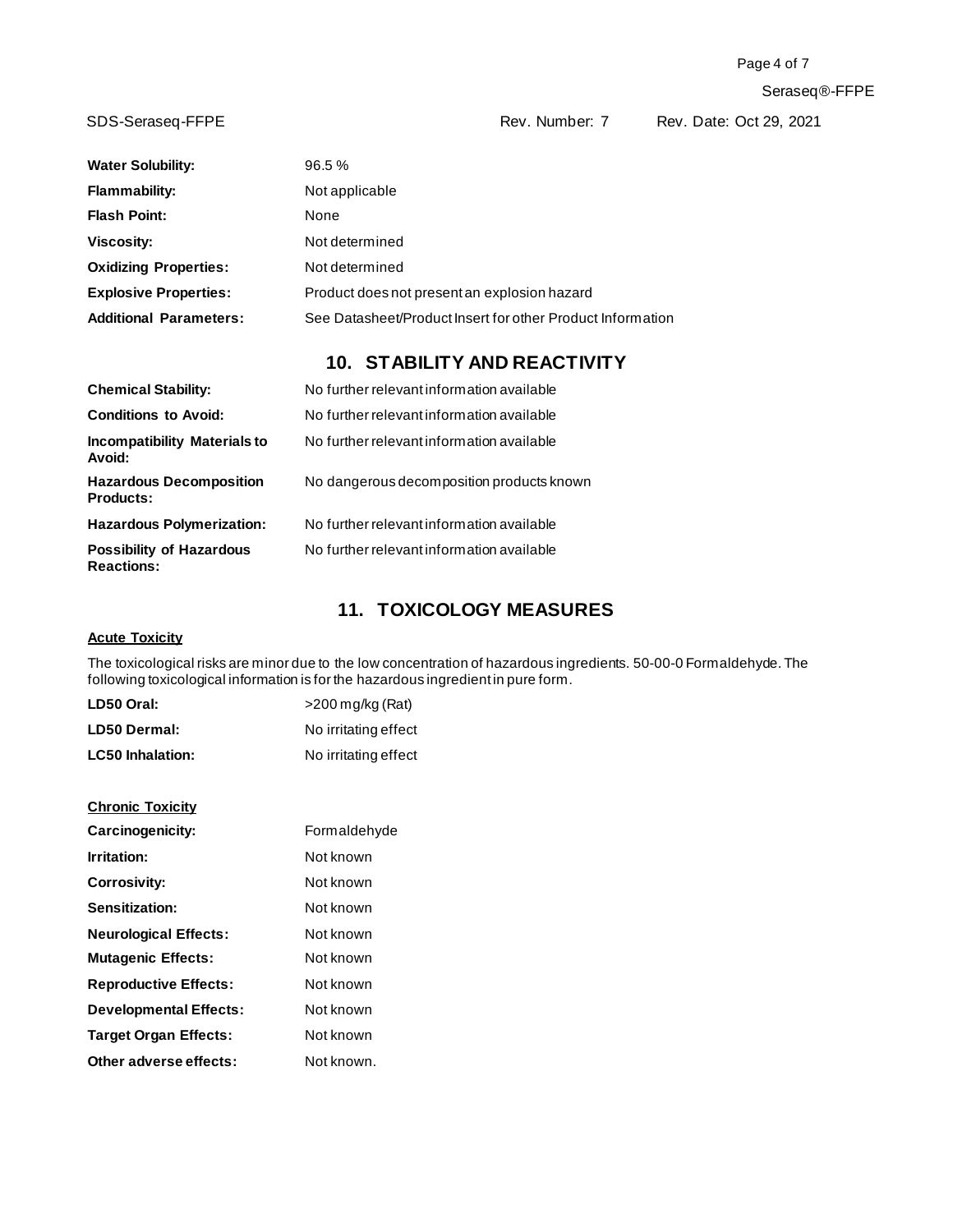| | |
|---|---|
| **Water Solubility:** | 96.5 % |
| **Flammability:** | Not applicable |
| **Flash Point:** | None |
| **Viscosity:** | Not determined |
| **Oxidizing Properties:** | Not determined |
| **Explosive Properties:** | Product does not present an explosion hazard |
| **Additional Parameters:** | See Datasheet/Product Insert for other Product Information |

## 10. STABILITY AND REACTIVITY

| | |
|---|---|
| **Chemical Stability:** | No further relevant information available |
| **Conditions to Avoid:** | No further relevant information available |
| **Incompatibility Materials to Avoid:** | No further relevant information available |
| **Hazardous Decomposition Products:** | No dangerous decomposition products known |
| **Hazardous Polymerization:** | No further relevant information available |
| **Possibility of Hazardous Reactions:** | No further relevant information available |

## 11. TOXICOLOGY MEASURES

**Acute Toxicity**

The toxicological risks are minor due to the low concentration of hazardous ingredients. 50-00-0 Formaldehyde. The following toxicological information is for the hazardous ingredient in pure form.

| | |
|---|---|
| **LD50 Oral:** | >200 mg/kg (Rat) |
| **LD50 Dermal:** | No irritating effect |
| **LC50 Inhalation:** | No irritating effect |

**Chronic Toxicity**

| | |
|---|---|
| **Carcinogenicity:** | Formaldehyde |
| **Irritation:** | Not known |
| **Corrosivity:** | Not known |
| **Sensitization:** | Not known |
| **Neurological Effects:** | Not known |
| **Mutagenic Effects:** | Not known |
| **Reproductive Effects:** | Not known |
| **Developmental Effects:** | Not known |
| **Target Organ Effects:** | Not known |
| **Other adverse effects:** | Not known. |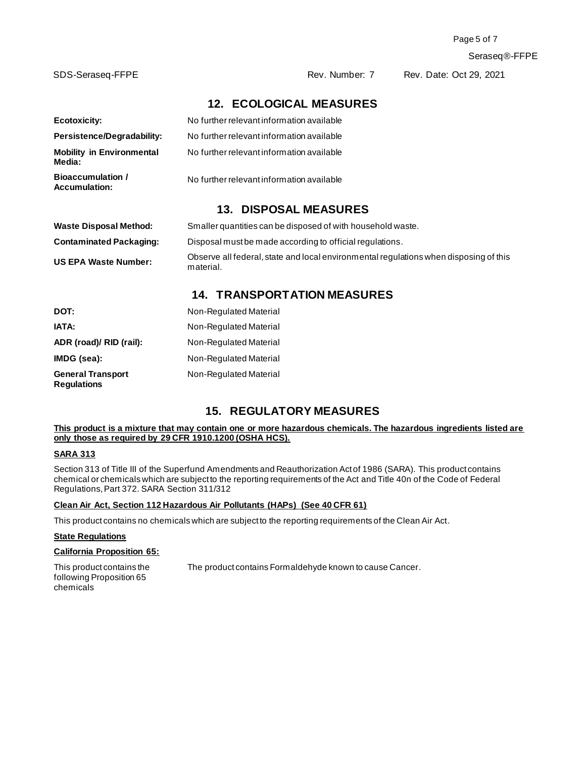## 12. ECOLOGICAL MEASURES

| | |
|---|---|
| **Ecotoxicity:** | No further relevant information available |
| **Persistence/Degradability:** | No further relevant information available |
| **Mobility in Environmental Media:** | No further relevant information available |
| **Bioaccumulation / Accumulation:** | No further relevant information available |

## 13. DISPOSAL MEASURES

| | |
|---|---|
| **Waste Disposal Method:** | Smaller quantities can be disposed of with household waste. |
| **Contaminated Packaging:** | Disposal must be made according to official regulations. |
| **US EPA Waste Number:** | Observe all federal, state and local environmental regulations when disposing of this material. |

## 14. TRANSPORTATION MEASURES

| | |
|---|---|
| **DOT:** | Non-Regulated Material |
| **IATA:** | Non-Regulated Material |
| **ADR (road)/ RID (rail):** | Non-Regulated Material |
| **IMDG (sea):** | Non-Regulated Material |
| **General Transport Regulations** | Non-Regulated Material |

## 15. REGULATORY MEASURES

**This product is a mixture that may contain one or more hazardous chemicals. The hazardous ingredients listed are only those as required by 29 CFR 1910.1200 (OSHA HCS).**

**SARA 313**

Section 313 of Title III of the Superfund Amendments and Reauthorization Act of 1986 (SARA). This product contains chemical or chemicals which are subject to the reporting requirements of the Act and Title 40n of the Code of Federal Regulations, Part 372. SARA Section 311/312

**Clean Air Act, Section 112 Hazardous Air Pollutants (HAPs) (See 40 CFR 61)**

This product contains no chemicals which are subject to the reporting requirements of the Clean Air Act.

**State Regulations**

**California Proposition 65:**

| | |
|---|---|
| This product contains the following Proposition 65 chemicals | The product contains Formaldehyde known to cause Cancer. |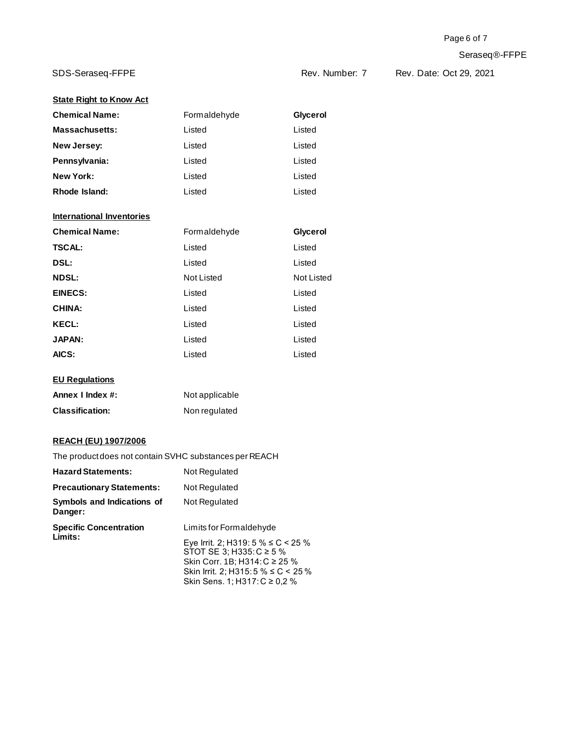**State Right to Know Act**

| Chemical Name: | Formaldehyde | Glycerol |
|---|---|---|
| Massachusetts: | Listed | Listed |
| New Jersey: | Listed | Listed |
| Pennsylvania: | Listed | Listed |
| New York: | Listed | Listed |
| Rhode Island: | Listed | Listed |

**International Inventories**

| Chemical Name: | Formaldehyde | Glycerol |
|---|---|---|
| TSCAL: | Listed | Listed |
| DSL: | Listed | Listed |
| NDSL: | Not Listed | Not Listed |
| EINECS: | Listed | Listed |
| CHINA: | Listed | Listed |
| KECL: | Listed | Listed |
| JAPAN: | Listed | Listed |
| AICS: | Listed | Listed |

**EU Regulations**

**Annex I Index #:** Not applicable

**Classification:** Non regulated

**REACH (EU) 1907/2006**

The product does not contain SVHC substances per REACH

**Hazard Statements:** Not Regulated

**Precautionary Statements:** Not Regulated

**Symbols and Indications of Danger:** Not Regulated

**Specific Concentration Limits:** Limits for Formaldehyde

Eye Irrit. 2; H319: 5 % ≤ C < 25 %
STOT SE 3; H335: C ≥ 5 %
Skin Corr. 1B; H314: C ≥ 25 %
Skin Irrit. 2; H315: 5 % ≤ C < 25 %
Skin Sens. 1; H317: C ≥ 0,2 %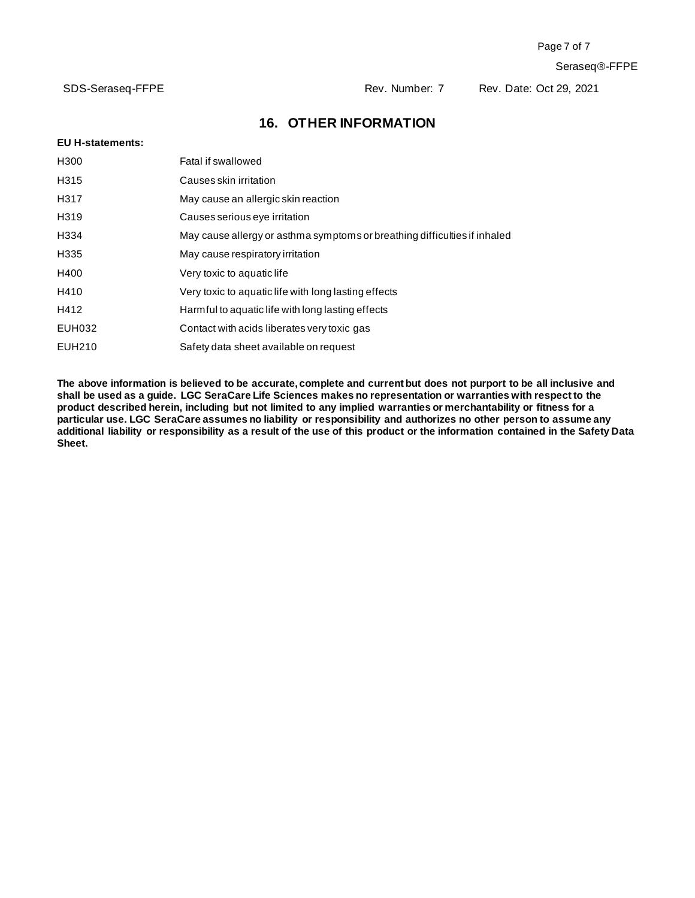## 16. OTHER INFORMATION

**EU H-statements:**

| | |
|---|---|
| H300 | Fatal if swallowed |
| H315 | Causes skin irritation |
| H317 | May cause an allergic skin reaction |
| H319 | Causes serious eye irritation |
| H334 | May cause allergy or asthma symptoms or breathing difficulties if inhaled |
| H335 | May cause respiratory irritation |
| H400 | Very toxic to aquatic life |
| H410 | Very toxic to aquatic life with long lasting effects |
| H412 | Harmful to aquatic life with long lasting effects |
| EUH032 | Contact with acids liberates very toxic gas |
| EUH210 | Safety data sheet available on request |

**The above information is believed to be accurate, complete and current but does not purport to be all inclusive and shall be used as a guide. LGC SeraCare Life Sciences makes no representation or warranties with respect to the product described herein, including but not limited to any implied warranties or merchantability or fitness for a particular use. LGC SeraCare assumes no liability or responsibility and authorizes no other person to assume any additional liability or responsibility as a result of the use of this product or the information contained in the Safety Data Sheet.**